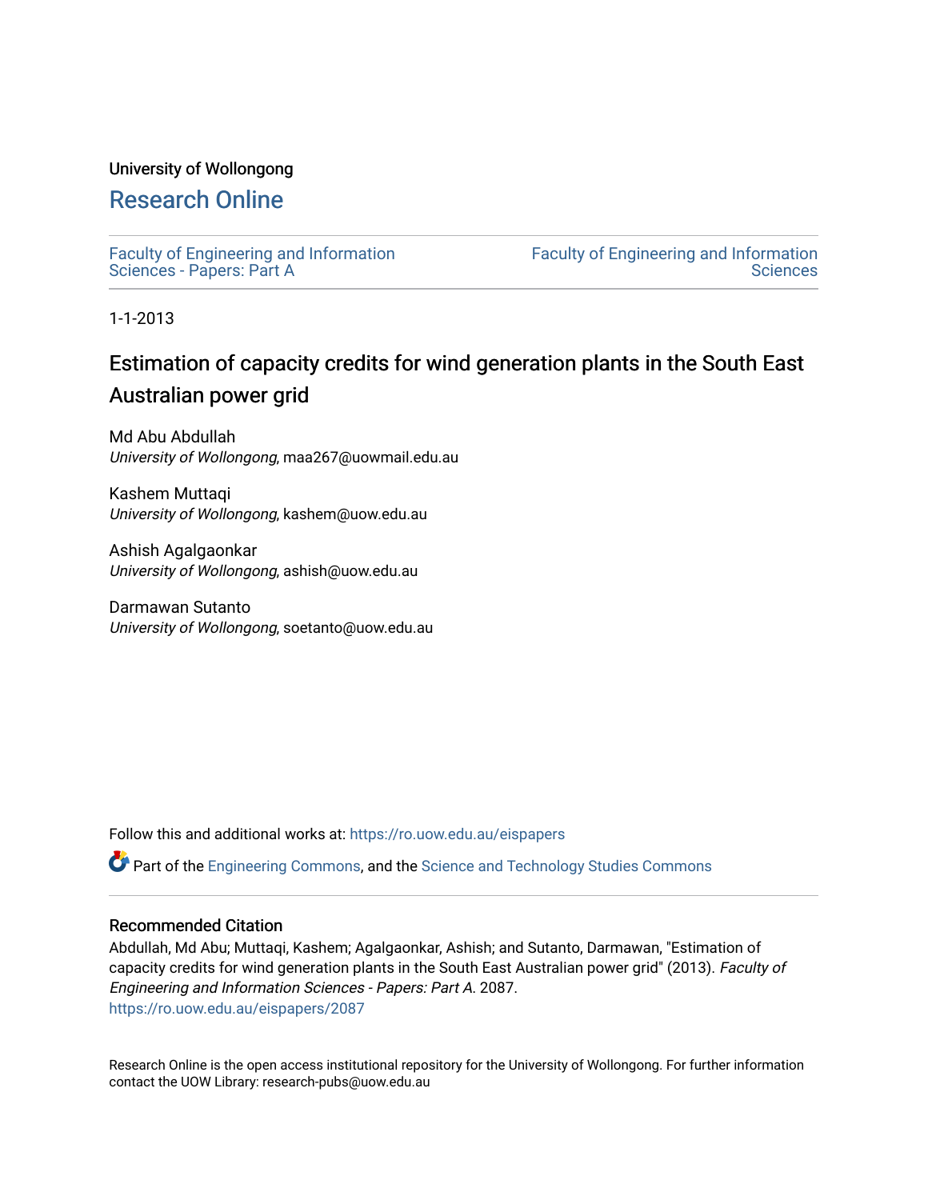University of Wollongong

## Research Online

Faculty of Engineering and Information Sciences - Papers: Part A

Faculty of Engineering and Information Sciences

1-1-2013

# Estimation of capacity credits for wind generation plants in the South East Australian power grid

Md Abu Abdullah
*University of Wollongong*, maa267@uowmail.edu.au

Kashem Muttaqi
*University of Wollongong*, kashem@uow.edu.au

Ashish Agalgaonkar
*University of Wollongong*, ashish@uow.edu.au

Darmawan Sutanto
*University of Wollongong*, soetanto@uow.edu.au

Follow this and additional works at: https://ro.uow.edu.au/eispapers

Part of the Engineering Commons, and the Science and Technology Studies Commons

### Recommended Citation

Abdullah, Md Abu; Muttaqi, Kashem; Agalgaonkar, Ashish; and Sutanto, Darmawan, "Estimation of capacity credits for wind generation plants in the South East Australian power grid" (2013). *Faculty of Engineering and Information Sciences - Papers: Part A*. 2087.
https://ro.uow.edu.au/eispapers/2087

Research Online is the open access institutional repository for the University of Wollongong. For further information contact the UOW Library: research-pubs@uow.edu.au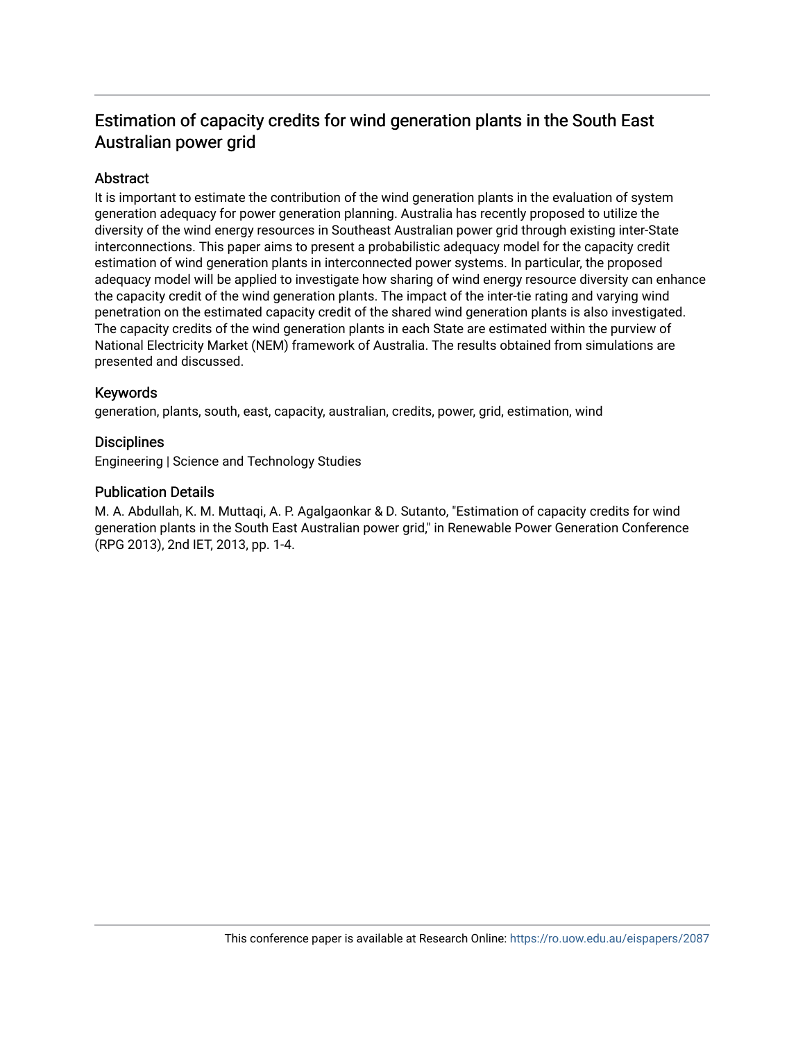# Estimation of capacity credits for wind generation plants in the South East Australian power grid

## Abstract

It is important to estimate the contribution of the wind generation plants in the evaluation of system generation adequacy for power generation planning. Australia has recently proposed to utilize the diversity of the wind energy resources in Southeast Australian power grid through existing inter-State interconnections. This paper aims to present a probabilistic adequacy model for the capacity credit estimation of wind generation plants in interconnected power systems. In particular, the proposed adequacy model will be applied to investigate how sharing of wind energy resource diversity can enhance the capacity credit of the wind generation plants. The impact of the inter-tie rating and varying wind penetration on the estimated capacity credit of the shared wind generation plants is also investigated. The capacity credits of the wind generation plants in each State are estimated within the purview of National Electricity Market (NEM) framework of Australia. The results obtained from simulations are presented and discussed.

## Keywords

generation, plants, south, east, capacity, australian, credits, power, grid, estimation, wind

## Disciplines

Engineering | Science and Technology Studies

## Publication Details

M. A. Abdullah, K. M. Muttaqi, A. P. Agalgaonkar & D. Sutanto, "Estimation of capacity credits for wind generation plants in the South East Australian power grid," in Renewable Power Generation Conference (RPG 2013), 2nd IET, 2013, pp. 1-4.

This conference paper is available at Research Online: https://ro.uow.edu.au/eispapers/2087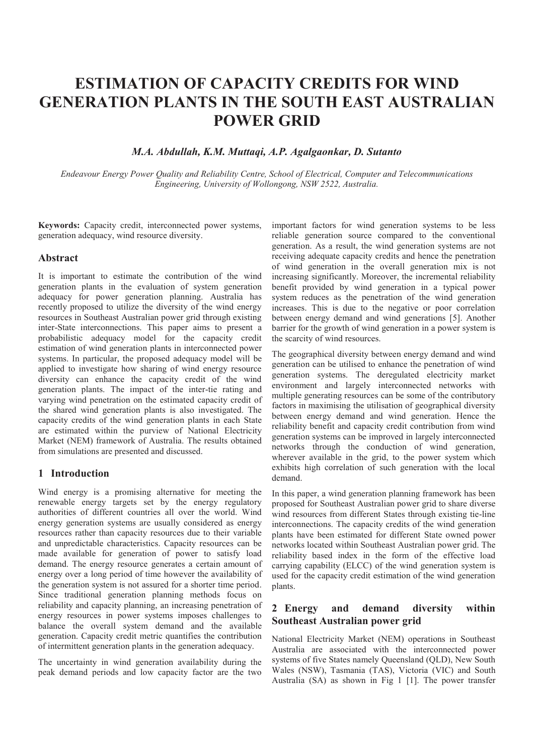# ESTIMATION OF CAPACITY CREDITS FOR WIND GENERATION PLANTS IN THE SOUTH EAST AUSTRALIAN POWER GRID

***M.A. Abdullah, K.M. Muttaqi, A.P. Agalgaonkar, D. Sutanto***

*Endeavour Energy Power Quality and Reliability Centre, School of Electrical, Computer and Telecommunications Engineering, University of Wollongong, NSW 2522, Australia.*

**Keywords:** Capacity credit, interconnected power systems, generation adequacy, wind resource diversity.

## Abstract

It is important to estimate the contribution of the wind generation plants in the evaluation of system generation adequacy for power generation planning. Australia has recently proposed to utilize the diversity of the wind energy resources in Southeast Australian power grid through existing inter-State interconnections. This paper aims to present a probabilistic adequacy model for the capacity credit estimation of wind generation plants in interconnected power systems. In particular, the proposed adequacy model will be applied to investigate how sharing of wind energy resource diversity can enhance the capacity credit of the wind generation plants. The impact of the inter-tie rating and varying wind penetration on the estimated capacity credit of the shared wind generation plants is also investigated. The capacity credits of the wind generation plants in each State are estimated within the purview of National Electricity Market (NEM) framework of Australia. The results obtained from simulations are presented and discussed.

## 1 Introduction

Wind energy is a promising alternative for meeting the renewable energy targets set by the energy regulatory authorities of different countries all over the world. Wind energy generation systems are usually considered as energy resources rather than capacity resources due to their variable and unpredictable characteristics. Capacity resources can be made available for generation of power to satisfy load demand. The energy resource generates a certain amount of energy over a long period of time however the availability of the generation system is not assured for a shorter time period. Since traditional generation planning methods focus on reliability and capacity planning, an increasing penetration of energy resources in power systems imposes challenges to balance the overall system demand and the available generation. Capacity credit metric quantifies the contribution of intermittent generation plants in the generation adequacy.

The uncertainty in wind generation availability during the peak demand periods and low capacity factor are the two important factors for wind generation systems to be less reliable generation source compared to the conventional generation. As a result, the wind generation systems are not receiving adequate capacity credits and hence the penetration of wind generation in the overall generation mix is not increasing significantly. Moreover, the incremental reliability benefit provided by wind generation in a typical power system reduces as the penetration of the wind generation increases. This is due to the negative or poor correlation between energy demand and wind generations [5]. Another barrier for the growth of wind generation in a power system is the scarcity of wind resources.

The geographical diversity between energy demand and wind generation can be utilised to enhance the penetration of wind generation systems. The deregulated electricity market environment and largely interconnected networks with multiple generating resources can be some of the contributory factors in maximising the utilisation of geographical diversity between energy demand and wind generation. Hence the reliability benefit and capacity credit contribution from wind generation systems can be improved in largely interconnected networks through the conduction of wind generation, wherever available in the grid, to the power system which exhibits high correlation of such generation with the local demand.

In this paper, a wind generation planning framework has been proposed for Southeast Australian power grid to share diverse wind resources from different States through existing tie-line interconnections. The capacity credits of the wind generation plants have been estimated for different State owned power networks located within Southeast Australian power grid. The reliability based index in the form of the effective load carrying capability (ELCC) of the wind generation system is used for the capacity credit estimation of the wind generation plants.

## 2 Energy and demand diversity within Southeast Australian power grid

National Electricity Market (NEM) operations in Southeast Australia are associated with the interconnected power systems of five States namely Queensland (QLD), New South Wales (NSW), Tasmania (TAS), Victoria (VIC) and South Australia (SA) as shown in Fig 1 [1]. The power transfer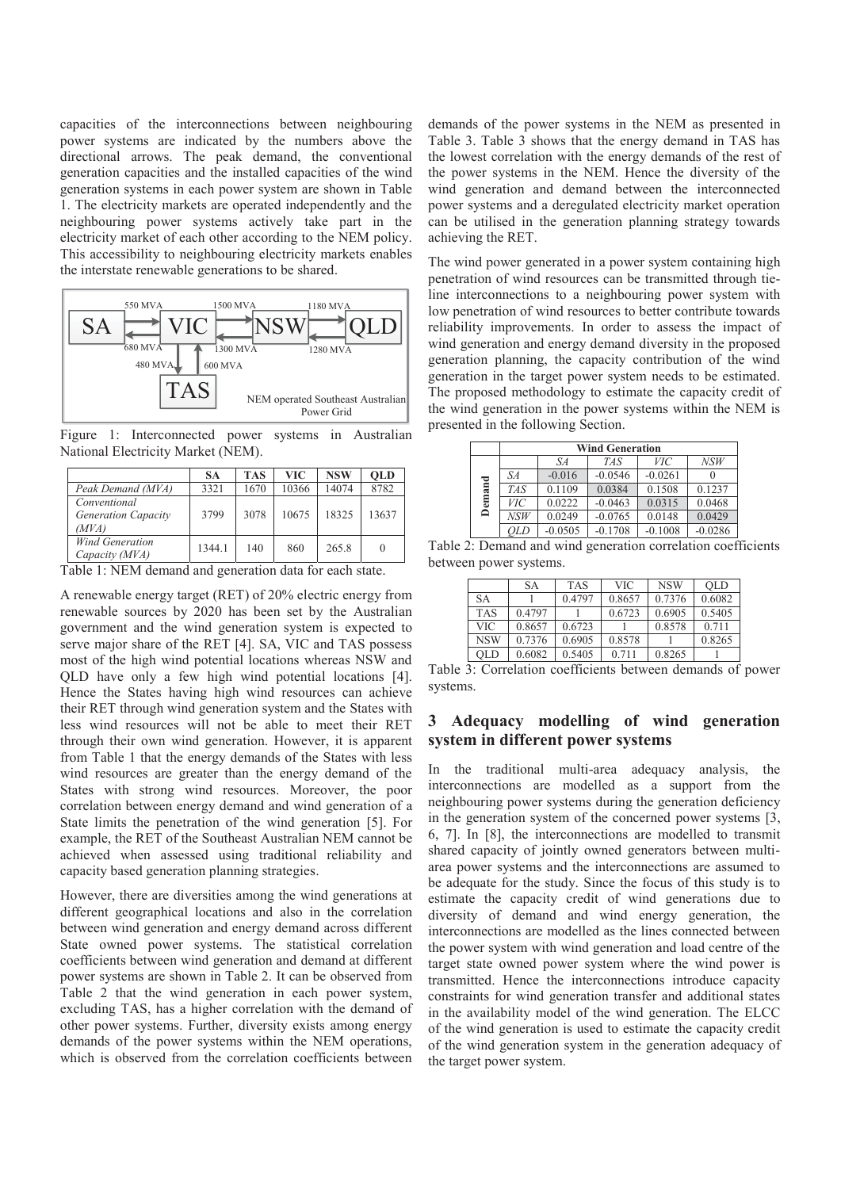capacities of the interconnections between neighbouring power systems are indicated by the numbers above the directional arrows. The peak demand, the conventional generation capacities and the installed capacities of the wind generation systems in each power system are shown in Table 1. The electricity markets are operated independently and the neighbouring power systems actively take part in the electricity market of each other according to the NEM policy. This accessibility to neighbouring electricity markets enables the interstate renewable generations to be shared.

Figure 1: Interconnected power systems in Australian National Electricity Market (NEM).

| | SA | TAS | VIC | NSW | QLD |
|---|---|---|---|---|---|
| *Peak Demand (MVA)* | 3321 | 1670 | 10366 | 14074 | 8782 |
| *Conventional Generation Capacity (MVA)* | 3799 | 3078 | 10675 | 18325 | 13637 |
| *Wind Generation Capacity (MVA)* | 1344.1 | 140 | 860 | 265.8 | 0 |

Table 1: NEM demand and generation data for each state.

A renewable energy target (RET) of 20% electric energy from renewable sources by 2020 has been set by the Australian government and the wind generation system is expected to serve major share of the RET [4]. SA, VIC and TAS possess most of the high wind potential locations whereas NSW and QLD have only a few high wind potential locations [4]. Hence the States having high wind resources can achieve their RET through wind generation system and the States with less wind resources will not be able to meet their RET through their own wind generation. However, it is apparent from Table 1 that the energy demands of the States with less wind resources are greater than the energy demand of the States with strong wind resources. Moreover, the poor correlation between energy demand and wind generation of a State limits the penetration of the wind generation [5]. For example, the RET of the Southeast Australian NEM cannot be achieved when assessed using traditional reliability and capacity based generation planning strategies.

However, there are diversities among the wind generations at different geographical locations and also in the correlation between wind generation and energy demand across different State owned power systems. The statistical correlation coefficients between wind generation and demand at different power systems are shown in Table 2. It can be observed from Table 2 that the wind generation in each power system, excluding TAS, has a higher correlation with the demand of other power systems. Further, diversity exists among energy demands of the power systems within the NEM operations, which is observed from the correlation coefficients between demands of the power systems in the NEM as presented in Table 3. Table 3 shows that the energy demand in TAS has the lowest correlation with the energy demands of the rest of the power systems in the NEM. Hence the diversity of the wind generation and demand between the interconnected power systems and a deregulated electricity market operation can be utilised in the generation planning strategy towards achieving the RET.

The wind power generated in a power system containing high penetration of wind resources can be transmitted through tie-line interconnections to a neighbouring power system with low penetration of wind resources to better contribute towards reliability improvements. In order to assess the impact of wind generation and energy demand diversity in the proposed generation planning, the capacity contribution of the wind generation in the target power system needs to be estimated. The proposed methodology to estimate the capacity credit of the wind generation in the power systems within the NEM is presented in the following Section.

| | | **Wind Generation** | | | |
|---|---|---|---|---|---|
| | | *SA* | *TAS* | *VIC* | *NSW* |
| **Demand** | *SA* | -0.016 | -0.0546 | -0.0261 | 0 |
| | *TAS* | 0.1109 | 0.0384 | 0.1508 | 0.1237 |
| | *VIC* | 0.0222 | -0.0463 | 0.0315 | 0.0468 |
| | *NSW* | 0.0249 | -0.0765 | 0.0148 | 0.0429 |
| | *QLD* | -0.0505 | -0.1708 | -0.1008 | -0.0286 |

Table 2: Demand and wind generation correlation coefficients between power systems.

| | SA | TAS | VIC | NSW | QLD |
|---|---|---|---|---|---|
| SA | 1 | 0.4797 | 0.8657 | 0.7376 | 0.6082 |
| TAS | 0.4797 | 1 | 0.6723 | 0.6905 | 0.5405 |
| VIC | 0.8657 | 0.6723 | 1 | 0.8578 | 0.711 |
| NSW | 0.7376 | 0.6905 | 0.8578 | 1 | 0.8265 |
| QLD | 0.6082 | 0.5405 | 0.711 | 0.8265 | 1 |

Table 3: Correlation coefficients between demands of power systems.

## 3 Adequacy modelling of wind generation system in different power systems

In the traditional multi-area adequacy analysis, the interconnections are modelled as a support from the neighbouring power systems during the generation deficiency in the generation system of the concerned power systems [3, 6, 7]. In [8], the interconnections are modelled to transmit shared capacity of jointly owned generators between multi-area power systems and the interconnections are assumed to be adequate for the study. Since the focus of this study is to estimate the capacity credit of wind generations due to diversity of demand and wind energy generation, the interconnections are modelled as the lines connected between the power system with wind generation and load centre of the target state owned power system where the wind power is transmitted. Hence the interconnections introduce capacity constraints for wind generation transfer and additional states in the availability model of the wind generation. The ELCC of the wind generation is used to estimate the capacity credit of the wind generation system in the generation adequacy of the target power system.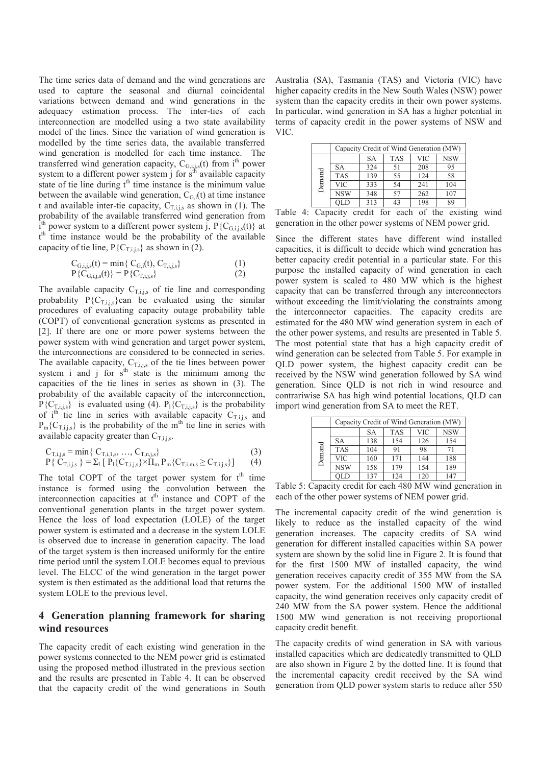The time series data of demand and the wind generations are used to capture the seasonal and diurnal coincidental variations between demand and wind generations in the adequacy estimation process. The inter-ties of each interconnection are modelled using a two state availability model of the lines. Since the variation of wind generation is modelled by the time series data, the available transferred wind generation is modelled for each time instance. The transferred wind generation capacity, $C_{G,i,j,s}(t)$ from $i^{th}$ power system to a different power system j for $s^{th}$ available capacity state of tie line during $t^{th}$ time instance is the minimum value between the available wind generation, $C_{G,i}(t)$ at time instance t and available inter-tie capacity, $C_{T,i,j,s}$ as shown in (1). The probability of the available transferred wind generation from $i^{th}$ power system to a different power system j, $P\{C_{G,i,j,s}(t)\}$ at $t^{th}$ time instance would be the probability of the available capacity of tie line, $P\{C_{T,i,j,s}\}$ as shown in (2).

$$C_{G,i,j,s}(t) = \min\{ C_{G,i}(t), C_{T,i,j,s}\} \quad (1)$$

$$P\{C_{G,i,j,s}(t)\} = P\{C_{T,i,j,s}\} \quad (2)$$

The available capacity $C_{T,i,j,s}$ of tie line and corresponding probability $P\{C_{T,i,j,s}\}$ can be evaluated using the similar procedures of evaluating capacity outage probability table (COPT) of conventional generation systems as presented in [2]. If there are one or more power systems between the power system with wind generation and target power system, the interconnections are considered to be connected in series. The available capacity, $C_{T,i,j,s}$ of the tie lines between power system i and j for $s^{th}$ state is the minimum among the capacities of the tie lines in series as shown in (3). The probability of the available capacity of the interconnection, $P\{C_{T,i,j,s}\}$ is evaluated using (4). $P_l\{C_{T,i,j,s}\}$ is the probability of $i^{th}$ tie line in series with available capacity $C_{T,i,j,s}$ and $P_m\{C_{T,i,j,s}\}$ is the probability of the $m^{th}$ tie line in series with available capacity greater than $C_{T,i,j,s}$.

$$C_{T,i,j,s} = \min\{ C_{T,i,1,s}, \ldots, C_{T,n,j,s}\} \quad (3)$$

$$P\{ C_{T,i,j,s} \} = \Sigma_l \left[ P_l\{C_{T,i,j,s}\} \times \Pi_m P_m\{C_{T,i,m,s} \geq C_{T,i,j,s}\}\right] \quad (4)$$

The total COPT of the target power system for $t^{th}$ time instance is formed using the convolution between the interconnection capacities at $t^{th}$ instance and COPT of the conventional generation plants in the target power system. Hence the loss of load expectation (LOLE) of the target power system is estimated and a decrease in the system LOLE is observed due to increase in generation capacity. The load of the target system is then increased uniformly for the entire time period until the system LOLE becomes equal to previous level. The ELCC of the wind generation in the target power system is then estimated as the additional load that returns the system LOLE to the previous level.

## 4 Generation planning framework for sharing wind resources

The capacity credit of each existing wind generation in the power systems connected to the NEM power grid is estimated using the proposed method illustrated in the previous section and the results are presented in Table 4. It can be observed that the capacity credit of the wind generations in South Australia (SA), Tasmania (TAS) and Victoria (VIC) have higher capacity credits in the New South Wales (NSW) power system than the capacity credits in their own power systems. In particular, wind generation in SA has a higher potential in terms of capacity credit in the power systems of NSW and VIC.

| | | Capacity Credit of Wind Generation (MW) | | | |
|---|---|---|---|---|---|
| | | SA | TAS | VIC | NSW |
| Demand | SA | 324 | 51 | 208 | 95 |
| | TAS | 139 | 55 | 124 | 58 |
| | VIC | 333 | 54 | 241 | 104 |
| | NSW | 348 | 57 | 262 | 107 |
| | QLD | 313 | 43 | 198 | 89 |

Table 4: Capacity credit for each of the existing wind generation in the other power systems of NEM power grid.

Since the different states have different wind installed capacities, it is difficult to decide which wind generation has better capacity credit potential in a particular state. For this purpose the installed capacity of wind generation in each power system is scaled to 480 MW which is the highest capacity that can be transferred through any interconnectors without exceeding the limit/violating the constraints among the interconnector capacities. The capacity credits are estimated for the 480 MW wind generation system in each of the other power systems, and results are presented in Table 5. The most potential state that has a high capacity credit of wind generation can be selected from Table 5. For example in QLD power system, the highest capacity credit can be received by the NSW wind generation followed by SA wind generation. Since QLD is not rich in wind resource and contrariwise SA has high wind potential locations, QLD can import wind generation from SA to meet the RET.

| | | Capacity Credit of Wind Generation (MW) | | | |
|---|---|---|---|---|---|
| | | SA | TAS | VIC | NSW |
| Demand | SA | 138 | 154 | 126 | 154 |
| | TAS | 104 | 91 | 98 | 71 |
| | VIC | 160 | 171 | 144 | 188 |
| | NSW | 158 | 179 | 154 | 189 |
| | QLD | 137 | 124 | 120 | 147 |

Table 5: Capacity credit for each 480 MW wind generation in each of the other power systems of NEM power grid.

The incremental capacity credit of the wind generation is likely to reduce as the installed capacity of the wind generation increases. The capacity credits of SA wind generation for different installed capacities within SA power system are shown by the solid line in Figure 2. It is found that for the first 1500 MW of installed capacity, the wind generation receives capacity credit of 355 MW from the SA power system. For the additional 1500 MW of installed capacity, the wind generation receives only capacity credit of 240 MW from the SA power system. Hence the additional 1500 MW wind generation is not receiving proportional capacity credit benefit.

The capacity credits of wind generation in SA with various installed capacities which are dedicatedly transmitted to QLD are also shown in Figure 2 by the dotted line. It is found that the incremental capacity credit received by the SA wind generation from QLD power system starts to reduce after 550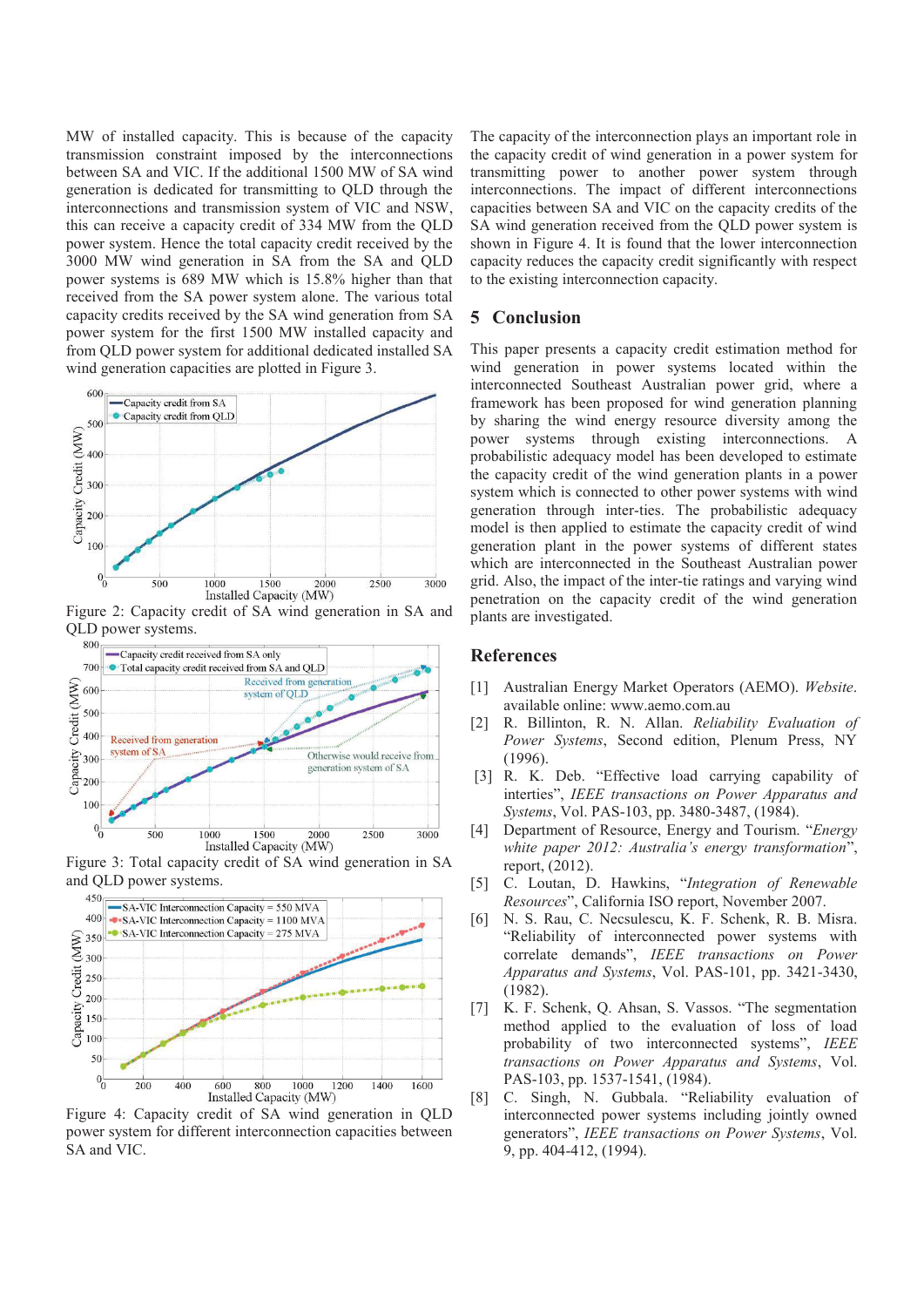MW of installed capacity. This is because of the capacity transmission constraint imposed by the interconnections between SA and VIC. If the additional 1500 MW of SA wind generation is dedicated for transmitting to QLD through the interconnections and transmission system of VIC and NSW, this can receive a capacity credit of 334 MW from the QLD power system. Hence the total capacity credit received by the 3000 MW wind generation in SA from the SA and QLD power systems is 689 MW which is 15.8% higher than that received from the SA power system alone. The various total capacity credits received by the SA wind generation from SA power system for the first 1500 MW installed capacity and from QLD power system for additional dedicated installed SA wind generation capacities are plotted in Figure 3.

Capacity credit from SA
Capacity credit from QLD
Capacity Credit (MW)
Installed Capacity (MW)
0, 100, 200, 300, 400, 500, 600
0, 500, 1000, 1500, 2000, 2500, 3000

Figure 2: Capacity credit of SA wind generation in SA and QLD power systems.

Capacity credit received from SA only
Total capacity credit received from SA and QLD
Received from generation system of QLD
Received from generation system of SA
Otherwise would receive from generation system of SA
Capacity Credit (MW)
Installed Capacity (MW)
0, 100, 200, 300, 400, 500, 600, 700, 800
0, 500, 1000, 1500, 2000, 2500, 3000

Figure 3: Total capacity credit of SA wind generation in SA and QLD power systems.

SA-VIC Interconnection Capacity = 550 MVA
SA-VIC Interconnection Capacity = 1100 MVA
SA-VIC Interconnection Capacity = 275 MVA
Capacity Credit (MW)
Installed Capacity (MW)
0, 50, 100, 150, 200, 250, 300, 350, 400, 450
0, 200, 400, 600, 800, 1000, 1200, 1400, 1600

Figure 4: Capacity credit of SA wind generation in QLD power system for different interconnection capacities between SA and VIC.

The capacity of the interconnection plays an important role in the capacity credit of wind generation in a power system for transmitting power to another power system through interconnections. The impact of different interconnections capacities between SA and VIC on the capacity credits of the SA wind generation received from the QLD power system is shown in Figure 4. It is found that the lower interconnection capacity reduces the capacity credit significantly with respect to the existing interconnection capacity.

## 5 Conclusion

This paper presents a capacity credit estimation method for wind generation in power systems located within the interconnected Southeast Australian power grid, where a framework has been proposed for wind generation planning by sharing the wind energy resource diversity among the power systems through existing interconnections. A probabilistic adequacy model has been developed to estimate the capacity credit of the wind generation plants in a power system which is connected to other power systems with wind generation through inter-ties. The probabilistic adequacy model is then applied to estimate the capacity credit of wind generation plant in the power systems of different states which are interconnected in the Southeast Australian power grid. Also, the impact of the inter-tie ratings and varying wind penetration on the capacity credit of the wind generation plants are investigated.

## References

[1] Australian Energy Market Operators (AEMO). *Website*. available online: www.aemo.com.au

[2] R. Billinton, R. N. Allan. *Reliability Evaluation of Power Systems*, Second edition, Plenum Press, NY (1996).

[3] R. K. Deb. "Effective load carrying capability of interties", *IEEE transactions on Power Apparatus and Systems*, Vol. PAS-103, pp. 3480-3487, (1984).

[4] Department of Resource, Energy and Tourism. "*Energy white paper 2012: Australia's energy transformation*", report, (2012).

[5] C. Loutan, D. Hawkins, "*Integration of Renewable Resources*", California ISO report, November 2007.

[6] N. S. Rau, C. Necsulescu, K. F. Schenk, R. B. Misra. "Reliability of interconnected power systems with correlate demands", *IEEE transactions on Power Apparatus and Systems*, Vol. PAS-101, pp. 3421-3430, (1982).

[7] K. F. Schenk, Q. Ahsan, S. Vassos. "The segmentation method applied to the evaluation of loss of load probability of two interconnected systems", *IEEE transactions on Power Apparatus and Systems*, Vol. PAS-103, pp. 1537-1541, (1984).

[8] C. Singh, N. Gubbala. "Reliability evaluation of interconnected power systems including jointly owned generators", *IEEE transactions on Power Systems*, Vol. 9, pp. 404-412, (1994).